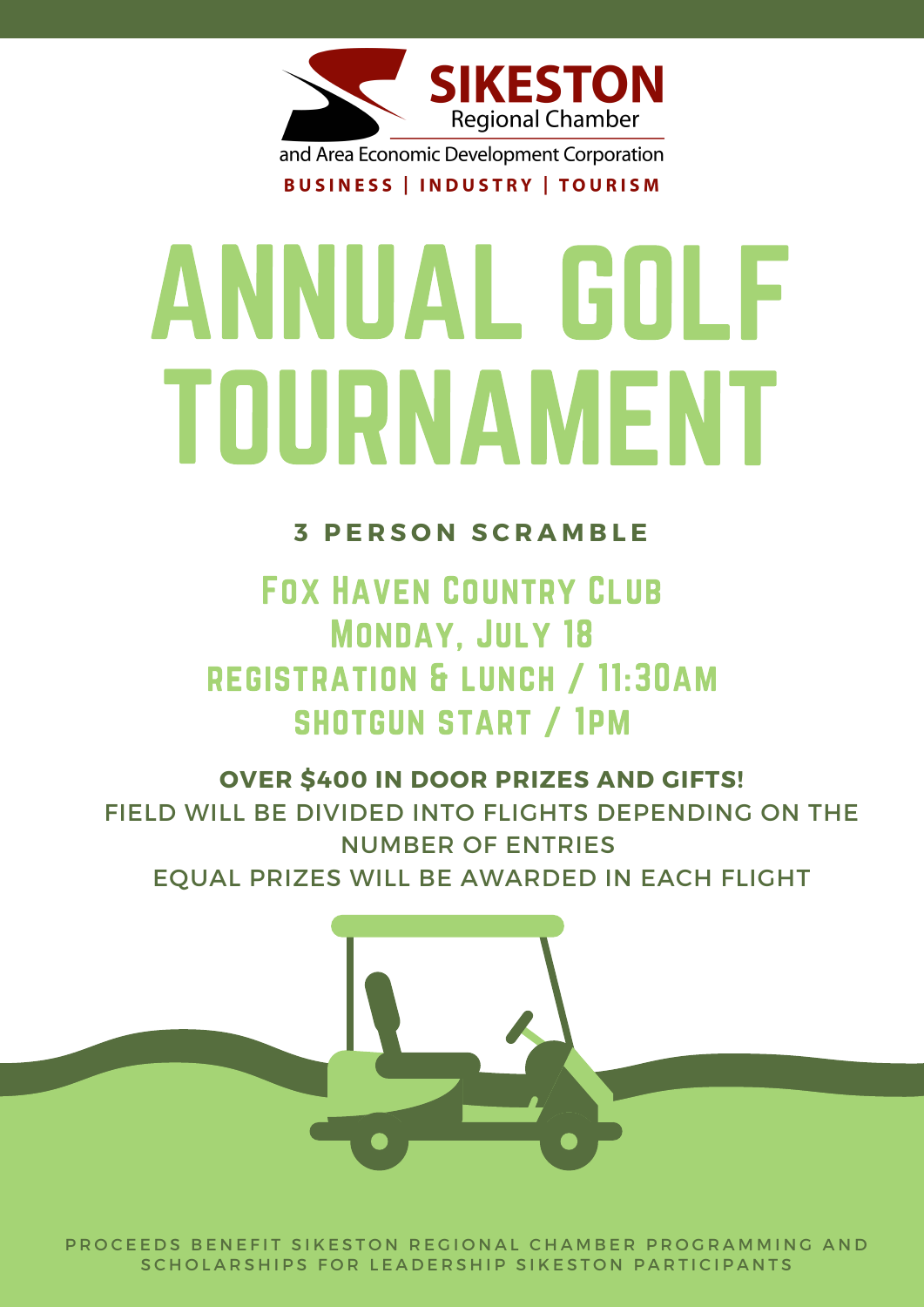**SIKESTON** Regional Chamber
and Area Economic Development Corporation
**BUSINESS | INDUSTRY | TOURISM**

# ANNUAL GOLF TOURNAMENT

**3 PERSON SCRAMBLE**

## Fox Haven Country Club
## Monday, July 18
## REGISTRATION & LUNCH / 11:30AM
## SHOTGUN START / 1PM

**OVER $400 IN DOOR PRIZES AND GIFTS!**
FIELD WILL BE DIVIDED INTO FLIGHTS DEPENDING ON THE NUMBER OF ENTRIES
EQUAL PRIZES WILL BE AWARDED IN EACH FLIGHT

PROCEEDS BENEFIT SIKESTON REGIONAL CHAMBER PROGRAMMING AND SCHOLARSHIPS FOR LEADERSHIP SIKESTON PARTICIPANTS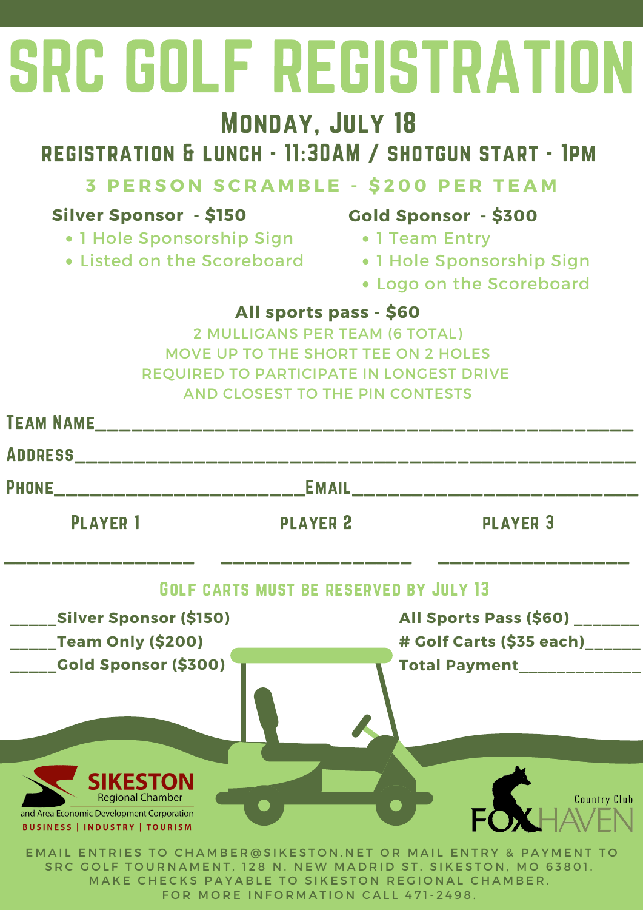# SRC GOLF REGISTRATION

## Monday, July 18

### REGISTRATION & LUNCH - 11:30AM / SHOTGUN START - 1PM

**3 PERSON SCRAMBLE - $200 PER TEAM**

**Silver Sponsor - $150**

- 1 Hole Sponsorship Sign
- Listed on the Scoreboard

**Gold Sponsor - $300**

- 1 Team Entry
- 1 Hole Sponsorship Sign
- Logo on the Scoreboard

**All sports pass - $60**

2 MULLIGANS PER TEAM (6 TOTAL)
MOVE UP TO THE SHORT TEE ON 2 HOLES
REQUIRED TO PARTICIPATE IN LONGEST DRIVE
AND CLOSEST TO THE PIN CONTESTS

TEAM NAME_______________________________________________

ADDRESS_________________________________________________

PHONE_______________________ EMAIL_______________________

PLAYER 1 PLAYER 2 PLAYER 3

__________________ __________________ __________________

GOLF CARTS MUST BE RESERVED BY JULY 13

_____**Silver Sponsor ($150)**

_____**Team Only ($200)**

_____**Gold Sponsor ($300)**

**All Sports Pass ($60)** _______

**# Golf Carts ($35 each)**______

**Total Payment**_____________

SIKESTON Regional Chamber and Area Economic Development Corporation
BUSINESS | INDUSTRY | TOURISM

FOX HAVEN Country Club

EMAIL ENTRIES TO CHAMBER@SIKESTON.NET OR MAIL ENTRY & PAYMENT TO SRC GOLF TOURNAMENT, 128 N. NEW MADRID ST. SIKESTON, MO 63801. MAKE CHECKS PAYABLE TO SIKESTON REGIONAL CHAMBER. FOR MORE INFORMATION CALL 471-2498.